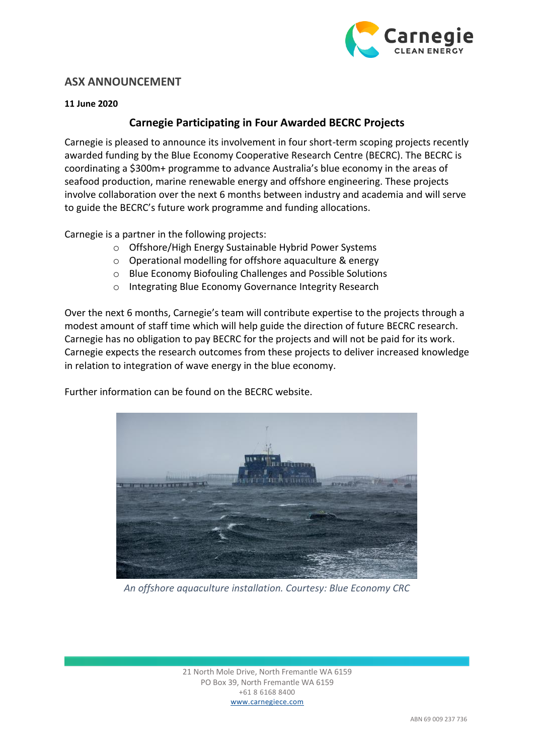## ASX ANNOUNCEMENT

**11 June 2020**

### Carnegie Participating in Four Awarded BECRC Projects

Carnegie is pleased to announce its involvement in four short-term scoping projects recently awarded funding by the Blue Economy Cooperative Research Centre (BECRC). The BECRC is coordinating a $300m+ programme to advance Australia's blue economy in the areas of seafood production, marine renewable energy and offshore engineering. These projects involve collaboration over the next 6 months between industry and academia and will serve to guide the BECRC's future work programme and funding allocations.

Carnegie is a partner in the following projects:

- Offshore/High Energy Sustainable Hybrid Power Systems
- Operational modelling for offshore aquaculture & energy
- Blue Economy Biofouling Challenges and Possible Solutions
- Integrating Blue Economy Governance Integrity Research

Over the next 6 months, Carnegie's team will contribute expertise to the projects through a modest amount of staff time which will help guide the direction of future BECRC research. Carnegie has no obligation to pay BECRC for the projects and will not be paid for its work. Carnegie expects the research outcomes from these projects to deliver increased knowledge in relation to integration of wave energy in the blue economy.

Further information can be found on the BECRC website.

*An offshore aquaculture installation. Courtesy: Blue Economy CRC*

21 North Mole Drive, North Fremantle WA 6159
PO Box 39, North Fremantle WA 6159
+61 8 6168 8400
www.carnegiece.com

ABN 69 009 237 736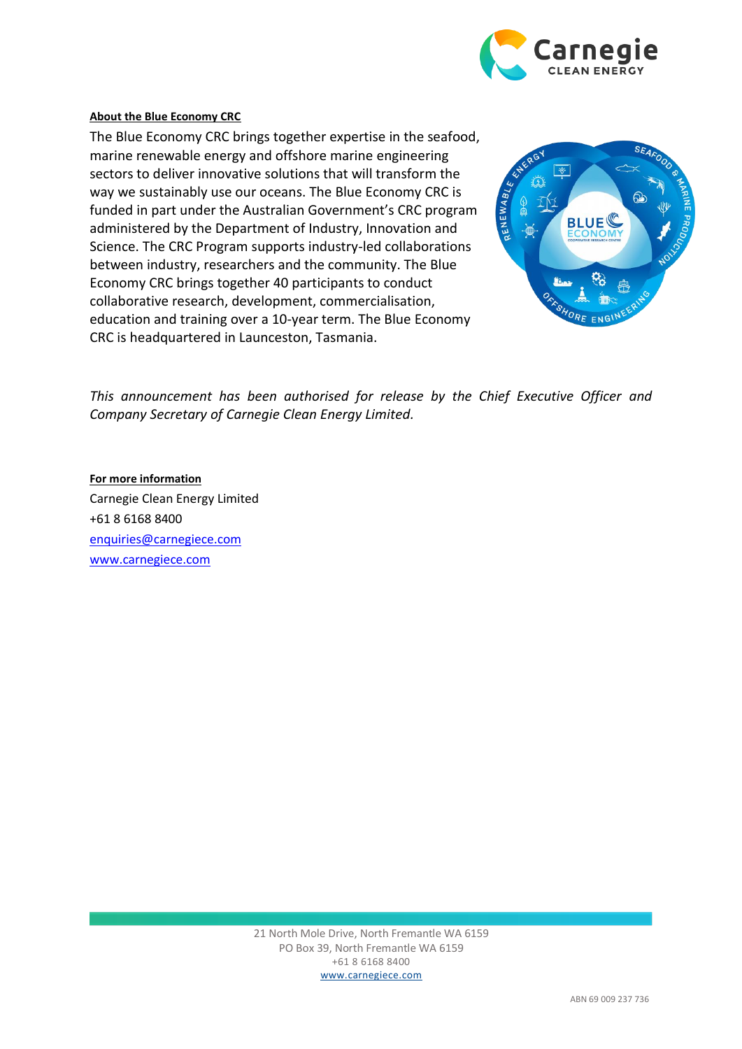**About the Blue Economy CRC**

The Blue Economy CRC brings together expertise in the seafood, marine renewable energy and offshore marine engineering sectors to deliver innovative solutions that will transform the way we sustainably use our oceans. The Blue Economy CRC is funded in part under the Australian Government's CRC program administered by the Department of Industry, Innovation and Science. The CRC Program supports industry-led collaborations between industry, researchers and the community. The Blue Economy CRC brings together 40 participants to conduct collaborative research, development, commercialisation, education and training over a 10-year term. The Blue Economy CRC is headquartered in Launceston, Tasmania.

*This announcement has been authorised for release by the Chief Executive Officer and Company Secretary of Carnegie Clean Energy Limited.*

**For more information**

Carnegie Clean Energy Limited
+61 8 6168 8400
enquiries@carnegiece.com
www.carnegiece.com

21 North Mole Drive, North Fremantle WA 6159
PO Box 39, North Fremantle WA 6159
+61 8 6168 8400
www.carnegiece.com

ABN 69 009 237 736